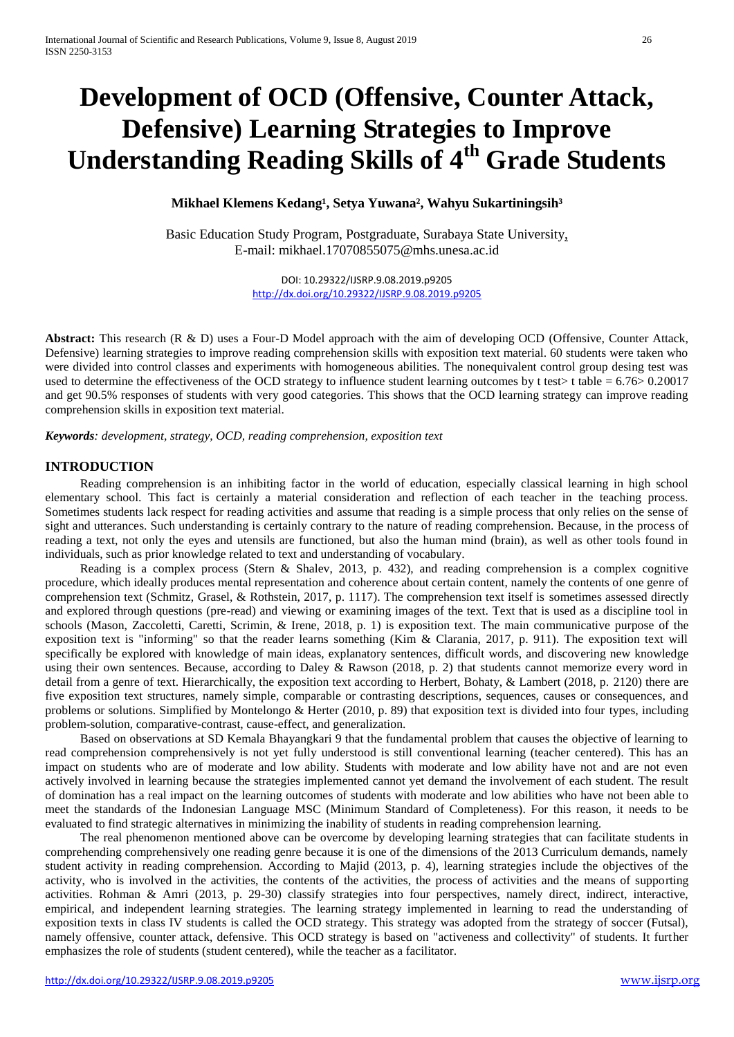# Development of OCD (Offensive, Counter Attack, Defensive) Learning Strategies to Improve Understanding Reading Skills of 4th Grade Students

**Mikhael Klemens Kedang[1], Setya Yuwana[2], Wahyu Sukartiningsih[3]**

Basic Education Study Program, Postgraduate, Surabaya State University,
E-mail: mikhael.17070855075@mhs.unesa.ac.id

DOI: 10.29322/IJSRP.9.08.2019.p9205
http://dx.doi.org/10.29322/IJSRP.9.08.2019.p9205

**Abstract:** This research (R & D) uses a Four-D Model approach with the aim of developing OCD (Offensive, Counter Attack, Defensive) learning strategies to improve reading comprehension skills with exposition text material. 60 students were taken who were divided into control classes and experiments with homogeneous abilities. The nonequivalent control group desing test was used to determine the effectiveness of the OCD strategy to influence student learning outcomes by t test> t table = 6.76> 0.20017 and get 90.5% responses of students with very good categories. This shows that the OCD learning strategy can improve reading comprehension skills in exposition text material.

***Keywords****: development, strategy, OCD, reading comprehension, exposition text*

## INTRODUCTION

Reading comprehension is an inhibiting factor in the world of education, especially classical learning in high school elementary school. This fact is certainly a material consideration and reflection of each teacher in the teaching process. Sometimes students lack respect for reading activities and assume that reading is a simple process that only relies on the sense of sight and utterances. Such understanding is certainly contrary to the nature of reading comprehension. Because, in the process of reading a text, not only the eyes and utensils are functioned, but also the human mind (brain), as well as other tools found in individuals, such as prior knowledge related to text and understanding of vocabulary.

Reading is a complex process (Stern & Shalev, 2013, p. 432), and reading comprehension is a complex cognitive procedure, which ideally produces mental representation and coherence about certain content, namely the contents of one genre of comprehension text (Schmitz, Grasel, & Rothstein, 2017, p. 1117). The comprehension text itself is sometimes assessed directly and explored through questions (pre-read) and viewing or examining images of the text. Text that is used as a discipline tool in schools (Mason, Zaccoletti, Caretti, Scrimin, & Irene, 2018, p. 1) is exposition text. The main communicative purpose of the exposition text is "informing" so that the reader learns something (Kim & Clarania, 2017, p. 911). The exposition text will specifically be explored with knowledge of main ideas, explanatory sentences, difficult words, and discovering new knowledge using their own sentences. Because, according to Daley & Rawson (2018, p. 2) that students cannot memorize every word in detail from a genre of text. Hierarchically, the exposition text according to Herbert, Bohaty, & Lambert (2018, p. 2120) there are five exposition text structures, namely simple, comparable or contrasting descriptions, sequences, causes or consequences, and problems or solutions. Simplified by Montelongo & Herter (2010, p. 89) that exposition text is divided into four types, including problem-solution, comparative-contrast, cause-effect, and generalization.

Based on observations at SD Kemala Bhayangkari 9 that the fundamental problem that causes the objective of learning to read comprehension comprehensively is not yet fully understood is still conventional learning (teacher centered). This has an impact on students who are of moderate and low ability. Students with moderate and low ability have not and are not even actively involved in learning because the strategies implemented cannot yet demand the involvement of each student. The result of domination has a real impact on the learning outcomes of students with moderate and low abilities who have not been able to meet the standards of the Indonesian Language MSC (Minimum Standard of Completeness). For this reason, it needs to be evaluated to find strategic alternatives in minimizing the inability of students in reading comprehension learning.

The real phenomenon mentioned above can be overcome by developing learning strategies that can facilitate students in comprehending comprehensively one reading genre because it is one of the dimensions of the 2013 Curriculum demands, namely student activity in reading comprehension. According to Majid (2013, p. 4), learning strategies include the objectives of the activity, who is involved in the activities, the contents of the activities, the process of activities and the means of supporting activities. Rohman & Amri (2013, p. 29-30) classify strategies into four perspectives, namely direct, indirect, interactive, empirical, and independent learning strategies. The learning strategy implemented in learning to read the understanding of exposition texts in class IV students is called the OCD strategy. This strategy was adopted from the strategy of soccer (Futsal), namely offensive, counter attack, defensive. This OCD strategy is based on "activeness and collectivity" of students. It further emphasizes the role of students (student centered), while the teacher as a facilitator.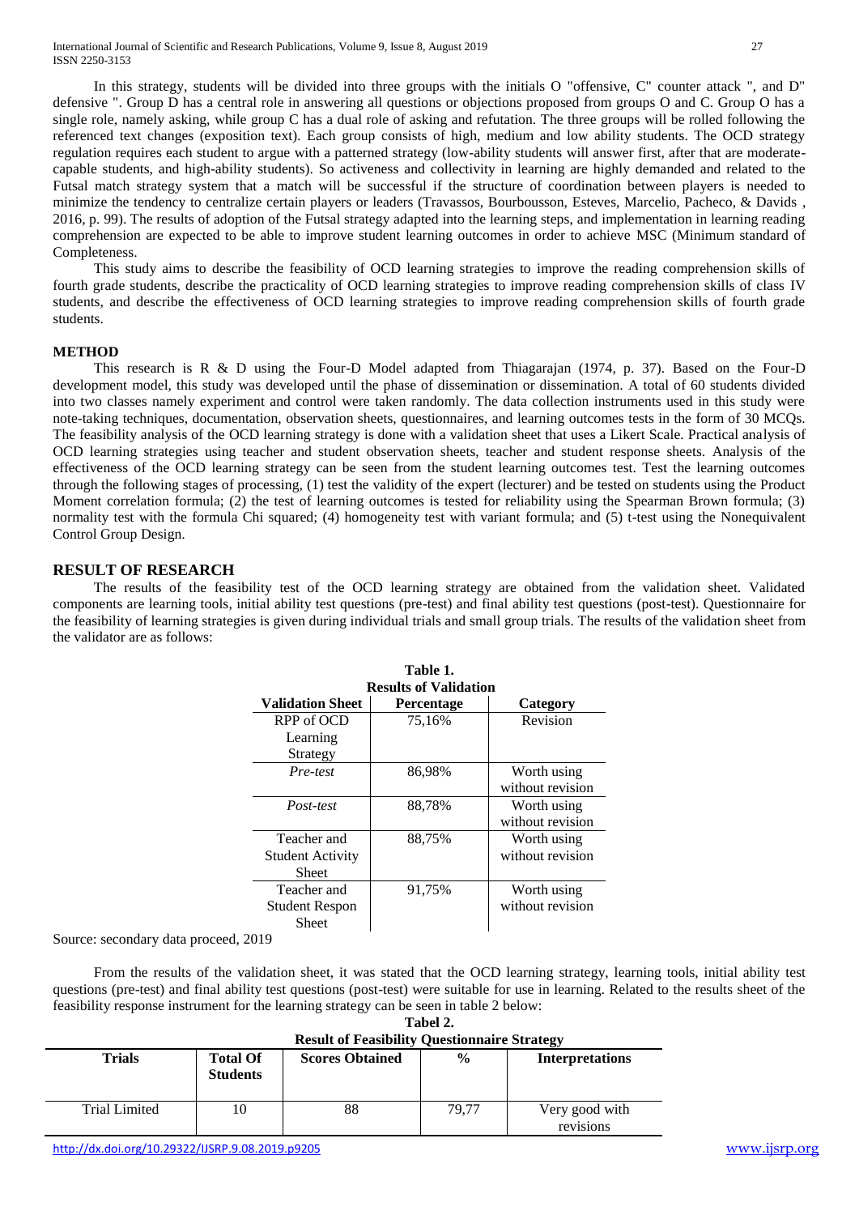In this strategy, students will be divided into three groups with the initials O "offensive, C" counter attack ", and D" defensive ". Group D has a central role in answering all questions or objections proposed from groups O and C. Group O has a single role, namely asking, while group C has a dual role of asking and refutation. The three groups will be rolled following the referenced text changes (exposition text). Each group consists of high, medium and low ability students. The OCD strategy regulation requires each student to argue with a patterned strategy (low-ability students will answer first, after that are moderate-capable students, and high-ability students). So activeness and collectivity in learning are highly demanded and related to the Futsal match strategy system that a match will be successful if the structure of coordination between players is needed to minimize the tendency to centralize certain players or leaders (Travassos, Bourbousson, Esteves, Marcelio, Pacheco, & Davids , 2016, p. 99). The results of adoption of the Futsal strategy adapted into the learning steps, and implementation in learning reading comprehension are expected to be able to improve student learning outcomes in order to achieve MSC (Minimum standard of Completeness.

This study aims to describe the feasibility of OCD learning strategies to improve the reading comprehension skills of fourth grade students, describe the practicality of OCD learning strategies to improve reading comprehension skills of class IV students, and describe the effectiveness of OCD learning strategies to improve reading comprehension skills of fourth grade students.

## METHOD

This research is R & D using the Four-D Model adapted from Thiagarajan (1974, p. 37). Based on the Four-D development model, this study was developed until the phase of dissemination or dissemination. A total of 60 students divided into two classes namely experiment and control were taken randomly. The data collection instruments used in this study were note-taking techniques, documentation, observation sheets, questionnaires, and learning outcomes tests in the form of 30 MCQs. The feasibility analysis of the OCD learning strategy is done with a validation sheet that uses a Likert Scale. Practical analysis of OCD learning strategies using teacher and student observation sheets, teacher and student response sheets. Analysis of the effectiveness of the OCD learning strategy can be seen from the student learning outcomes test. Test the learning outcomes through the following stages of processing, (1) test the validity of the expert (lecturer) and be tested on students using the Product Moment correlation formula; (2) the test of learning outcomes is tested for reliability using the Spearman Brown formula; (3) normality test with the formula Chi squared; (4) homogeneity test with variant formula; and (5) t-test using the Nonequivalent Control Group Design.

## RESULT OF RESEARCH

The results of the feasibility test of the OCD learning strategy are obtained from the validation sheet. Validated components are learning tools, initial ability test questions (pre-test) and final ability test questions (post-test). Questionnaire for the feasibility of learning strategies is given during individual trials and small group trials. The results of the validation sheet from the validator are as follows:

**Table 1.**
**Results of Validation**

| Validation Sheet | Percentage | Category |
|---|---|---|
| RPP of OCD Learning Strategy | 75,16% | Revision |
| *Pre-test* | 86,98% | Worth using without revision |
| *Post-test* | 88,78% | Worth using without revision |
| Teacher and Student Activity Sheet | 88,75% | Worth using without revision |
| Teacher and Student Respon Sheet | 91,75% | Worth using without revision |

Source: secondary data proceed, 2019

From the results of the validation sheet, it was stated that the OCD learning strategy, learning tools, initial ability test questions (pre-test) and final ability test questions (post-test) were suitable for use in learning. Related to the results sheet of the feasibility response instrument for the learning strategy can be seen in table 2 below:

**Tabel 2.**
**Result of Feasibility Questionnaire Strategy**

| Trials | Total Of Students | Scores Obtained | % | Interpretations |
|---|---|---|---|---|
| Trial Limited | 10 | 88 | 79,77 | Very good with revisions |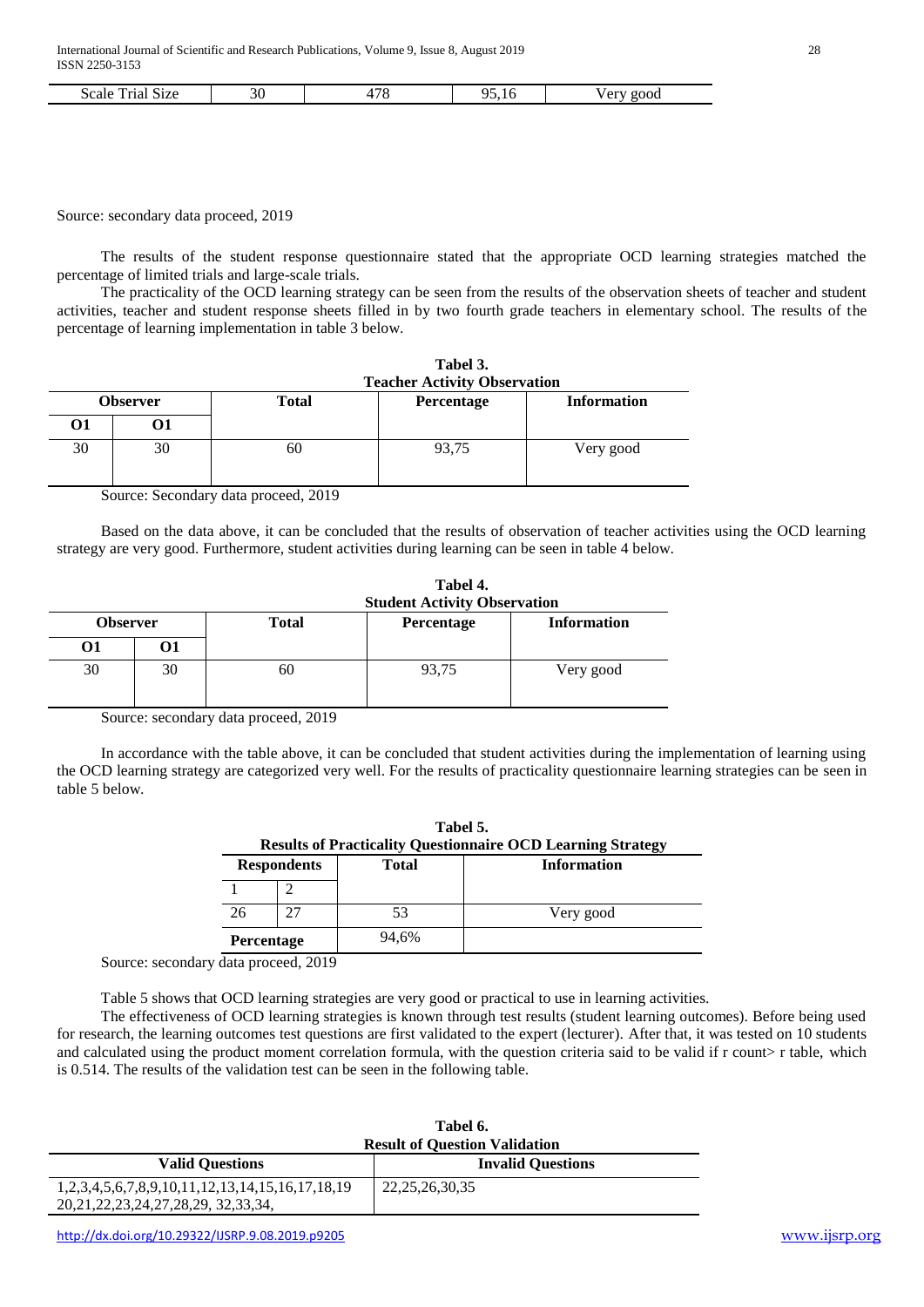| Scale Trial Size | 30 | 478 | 95,16 | Very good |
|---|---|---|---|---|

Source: secondary data proceed, 2019

The results of the student response questionnaire stated that the appropriate OCD learning strategies matched the percentage of limited trials and large-scale trials.

The practicality of the OCD learning strategy can be seen from the results of the observation sheets of teacher and student activities, teacher and student response sheets filled in by two fourth grade teachers in elementary school. The results of the percentage of learning implementation in table 3 below.

**Tabel 3.**
**Teacher Activity Observation**

| Observer | | Total | Percentage | Information |
|---|---|---|---|---|
| O1 | O1 | | | |
| 30 | 30 | 60 | 93,75 | Very good |

Source: Secondary data proceed, 2019

Based on the data above, it can be concluded that the results of observation of teacher activities using the OCD learning strategy are very good. Furthermore, student activities during learning can be seen in table 4 below.

**Tabel 4.**
**Student Activity Observation**

| Observer | | Total | Percentage | Information |
|---|---|---|---|---|
| O1 | O1 | | | |
| 30 | 30 | 60 | 93,75 | Very good |

Source: secondary data proceed, 2019

In accordance with the table above, it can be concluded that student activities during the implementation of learning using the OCD learning strategy are categorized very well. For the results of practicality questionnaire learning strategies can be seen in table 5 below.

**Tabel 5.**
**Results of Practicality Questionnaire OCD Learning Strategy**

| Respondents | | Total | Information |
|---|---|---|---|
| 1 | 2 | | |
| 26 | 27 | 53 | Very good |
| Percentage | | 94,6% | |

Source: secondary data proceed, 2019

Table 5 shows that OCD learning strategies are very good or practical to use in learning activities.

The effectiveness of OCD learning strategies is known through test results (student learning outcomes). Before being used for research, the learning outcomes test questions are first validated to the expert (lecturer). After that, it was tested on 10 students and calculated using the product moment correlation formula, with the question criteria said to be valid if r count> r table, which is 0.514. The results of the validation test can be seen in the following table.

**Tabel 6.**
**Result of Question Validation**

| Valid Questions | Invalid Questions |
|---|---|
| 1,2,3,4,5,6,7,8,9,10,11,12,13,14,15,16,17,18,19 20,21,22,23,24,27,28,29, 32,33,34, | 22,25,26,30,35 |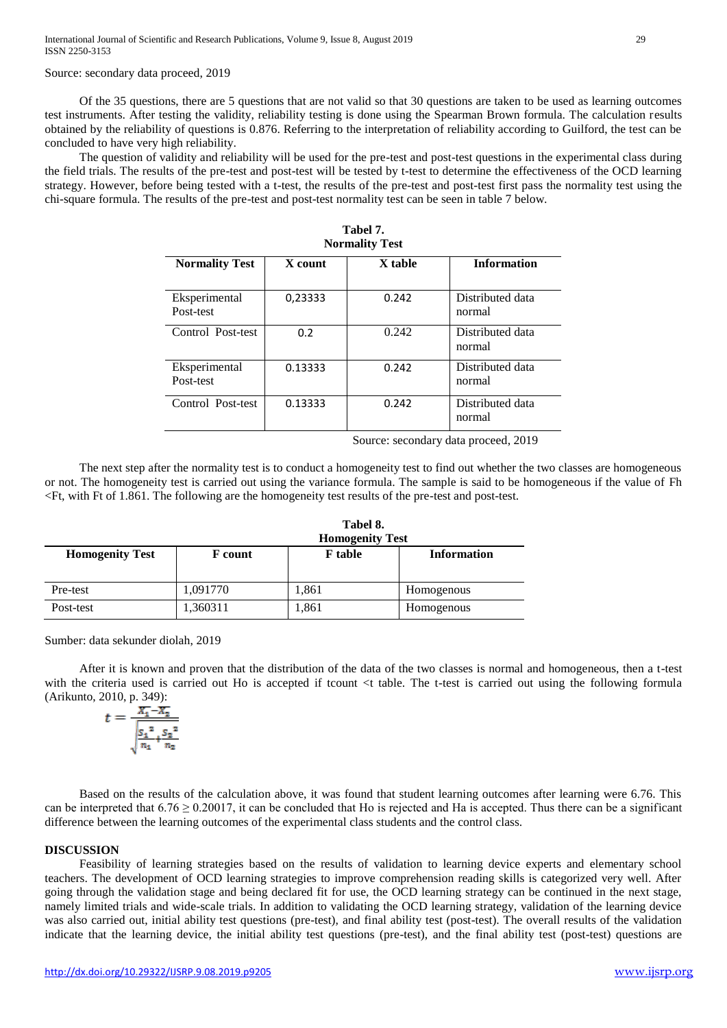Source: secondary data proceed, 2019

Of the 35 questions, there are 5 questions that are not valid so that 30 questions are taken to be used as learning outcomes test instruments. After testing the validity, reliability testing is done using the Spearman Brown formula. The calculation results obtained by the reliability of questions is 0.876. Referring to the interpretation of reliability according to Guilford, the test can be concluded to have very high reliability.

The question of validity and reliability will be used for the pre-test and post-test questions in the experimental class during the field trials. The results of the pre-test and post-test will be tested by t-test to determine the effectiveness of the OCD learning strategy. However, before being tested with a t-test, the results of the pre-test and post-test first pass the normality test using the chi-square formula. The results of the pre-test and post-test normality test can be seen in table 7 below.

**Tabel 7.**
**Normality Test**

| Normality Test | X count | X table | Information |
|---|---|---|---|
| Eksperimental Post-test | 0,23333 | 0.242 | Distributed data normal |
| Control Post-test | 0.2 | 0.242 | Distributed data normal |
| Eksperimental Post-test | 0.13333 | 0.242 | Distributed data normal |
| Control Post-test | 0.13333 | 0.242 | Distributed data normal |

Source: secondary data proceed, 2019

The next step after the normality test is to conduct a homogeneity test to find out whether the two classes are homogeneous or not. The homogeneity test is carried out using the variance formula. The sample is said to be homogeneous if the value of Fh <Ft, with Ft of 1.861. The following are the homogeneity test results of the pre-test and post-test.

**Tabel 8.**
**Homogenity Test**

| Homogenity Test | F count | F table | Information |
|---|---|---|---|
| Pre-test | 1,091770 | 1,861 | Homogenous |
| Post-test | 1,360311 | 1,861 | Homogenous |

Sumber: data sekunder diolah, 2019

After it is known and proven that the distribution of the data of the two classes is normal and homogeneous, then a t-test with the criteria used is carried out Ho is accepted if tcount <t table. The t-test is carried out using the following formula (Arikunto, 2010, p. 349):

$$t = \frac{\bar{X}_1 - \bar{X}_2}{\sqrt{\frac{S_1^{\,2}}{n_1} + \frac{S_2^{\,2}}{n_2}}}$$

Based on the results of the calculation above, it was found that student learning outcomes after learning were 6.76. This can be interpreted that $6.76 \geq 0.20017$, it can be concluded that Ho is rejected and Ha is accepted. Thus there can be a significant difference between the learning outcomes of the experimental class students and the control class.

## DISCUSSION

Feasibility of learning strategies based on the results of validation to learning device experts and elementary school teachers. The development of OCD learning strategies to improve comprehension reading skills is categorized very well. After going through the validation stage and being declared fit for use, the OCD learning strategy can be continued in the next stage, namely limited trials and wide-scale trials. In addition to validating the OCD learning strategy, validation of the learning device was also carried out, initial ability test questions (pre-test), and final ability test (post-test). The overall results of the validation indicate that the learning device, the initial ability test questions (pre-test), and the final ability test (post-test) questions are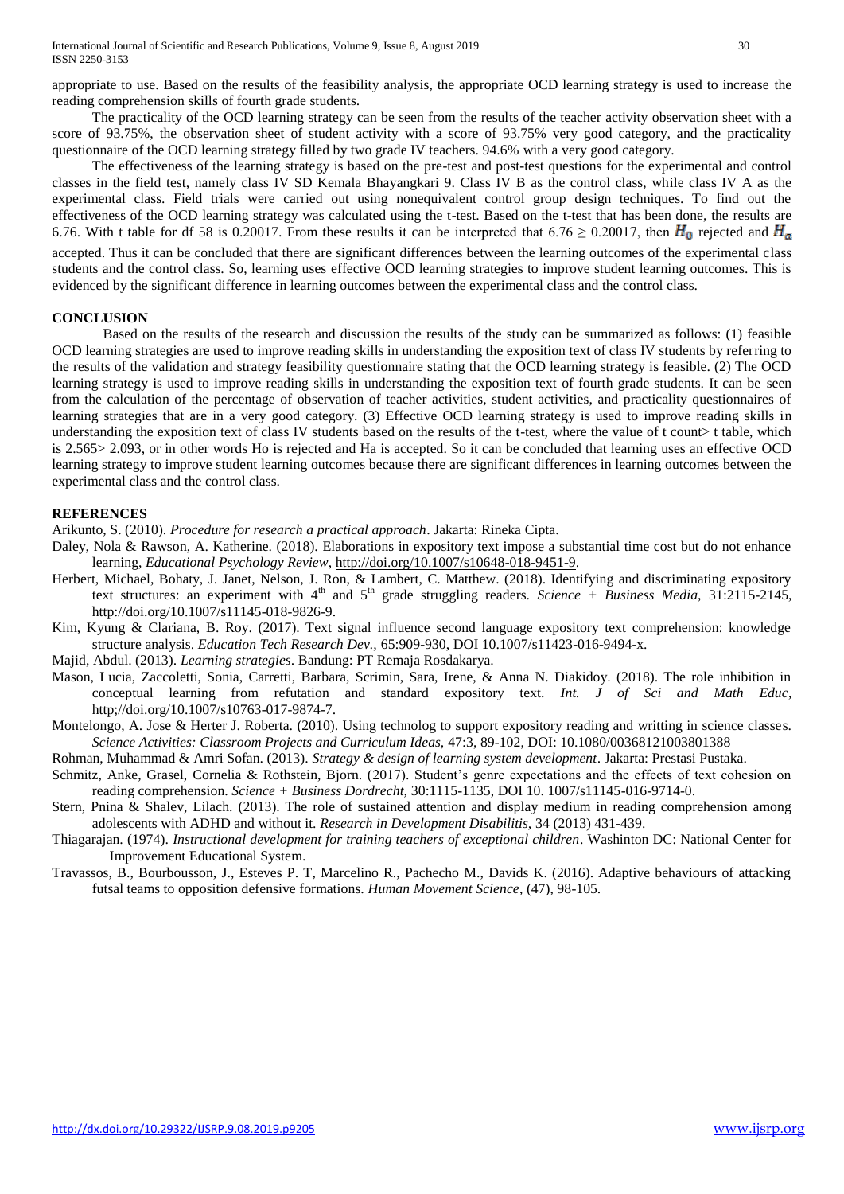appropriate to use. Based on the results of the feasibility analysis, the appropriate OCD learning strategy is used to increase the reading comprehension skills of fourth grade students.

The practicality of the OCD learning strategy can be seen from the results of the teacher activity observation sheet with a score of 93.75%, the observation sheet of student activity with a score of 93.75% very good category, and the practicality questionnaire of the OCD learning strategy filled by two grade IV teachers. 94.6% with a very good category.

The effectiveness of the learning strategy is based on the pre-test and post-test questions for the experimental and control classes in the field test, namely class IV SD Kemala Bhayangkari 9. Class IV B as the control class, while class IV A as the experimental class. Field trials were carried out using nonequivalent control group design techniques. To find out the effectiveness of the OCD learning strategy was calculated using the t-test. Based on the t-test that has been done, the results are 6.76. With t table for df 58 is 0.20017. From these results it can be interpreted that $6.76 \geq 0.20017$, then $H_0$ rejected and $H_a$ accepted. Thus it can be concluded that there are significant differences between the learning outcomes of the experimental class students and the control class. So, learning uses effective OCD learning strategies to improve student learning outcomes. This is evidenced by the significant difference in learning outcomes between the experimental class and the control class.

## CONCLUSION

Based on the results of the research and discussion the results of the study can be summarized as follows: (1) feasible OCD learning strategies are used to improve reading skills in understanding the exposition text of class IV students by referring to the results of the validation and strategy feasibility questionnaire stating that the OCD learning strategy is feasible. (2) The OCD learning strategy is used to improve reading skills in understanding the exposition text of fourth grade students. It can be seen from the calculation of the percentage of observation of teacher activities, student activities, and practicality questionnaires of learning strategies that are in a very good category. (3) Effective OCD learning strategy is used to improve reading skills in understanding the exposition text of class IV students based on the results of the t-test, where the value of t count> t table, which is 2.565> 2.093, or in other words Ho is rejected and Ha is accepted. So it can be concluded that learning uses an effective OCD learning strategy to improve student learning outcomes because there are significant differences in learning outcomes between the experimental class and the control class.

## REFERENCES

Arikunto, S. (2010). *Procedure for research a practical approach*. Jakarta: Rineka Cipta.

Daley, Nola & Rawson, A. Katherine. (2018). Elaborations in expository text impose a substantial time cost but do not enhance learning, *Educational Psychology Review*, http://doi.org/10.1007/s10648-018-9451-9.

Herbert, Michael, Bohaty, J. Janet, Nelson, J. Ron, & Lambert, C. Matthew. (2018). Identifying and discriminating expository text structures: an experiment with 4th and 5th grade struggling readers. *Science + Business Media,* 31:2115-2145, http://doi.org/10.1007/s11145-018-9826-9.

Kim, Kyung & Clariana, B. Roy. (2017). Text signal influence second language expository text comprehension: knowledge structure analysis. *Education Tech Research Dev.,* 65:909-930, DOI 10.1007/s11423-016-9494-x.

Majid, Abdul. (2013). *Learning strategies*. Bandung: PT Remaja Rosdakarya.

Mason, Lucia, Zaccoletti, Sonia, Carretti, Barbara, Scrimin, Sara, Irene, & Anna N. Diakidoy. (2018). The role inhibition in conceptual learning from refutation and standard expository text. *Int. J of Sci and Math Educ*, http;//doi.org/10.1007/s10763-017-9874-7.

Montelongo, A. Jose & Herter J. Roberta. (2010). Using technolog to support expository reading and writting in science classes. *Science Activities: Classroom Projects and Curriculum Ideas*, 47:3, 89-102, DOI: 10.1080/00368121003801388

Rohman, Muhammad & Amri Sofan. (2013). *Strategy & design of learning system development*. Jakarta: Prestasi Pustaka.

Schmitz, Anke, Grasel, Cornelia & Rothstein, Bjorn. (2017). Student's genre expectations and the effects of text cohesion on reading comprehension. *Science + Business Dordrecht,* 30:1115-1135, DOI 10. 1007/s11145-016-9714-0.

Stern, Pnina & Shalev, Lilach. (2013). The role of sustained attention and display medium in reading comprehension among adolescents with ADHD and without it. *Research in Development Disabilitis,* 34 (2013) 431-439.

Thiagarajan. (1974). *Instructional development for training teachers of exceptional children*. Washinton DC: National Center for Improvement Educational System.

Travassos, B., Bourbousson, J., Esteves P. T, Marcelino R., Pachecho M., Davids K. (2016). Adaptive behaviours of attacking futsal teams to opposition defensive formations. *Human Movement Science*, (47), 98-105.